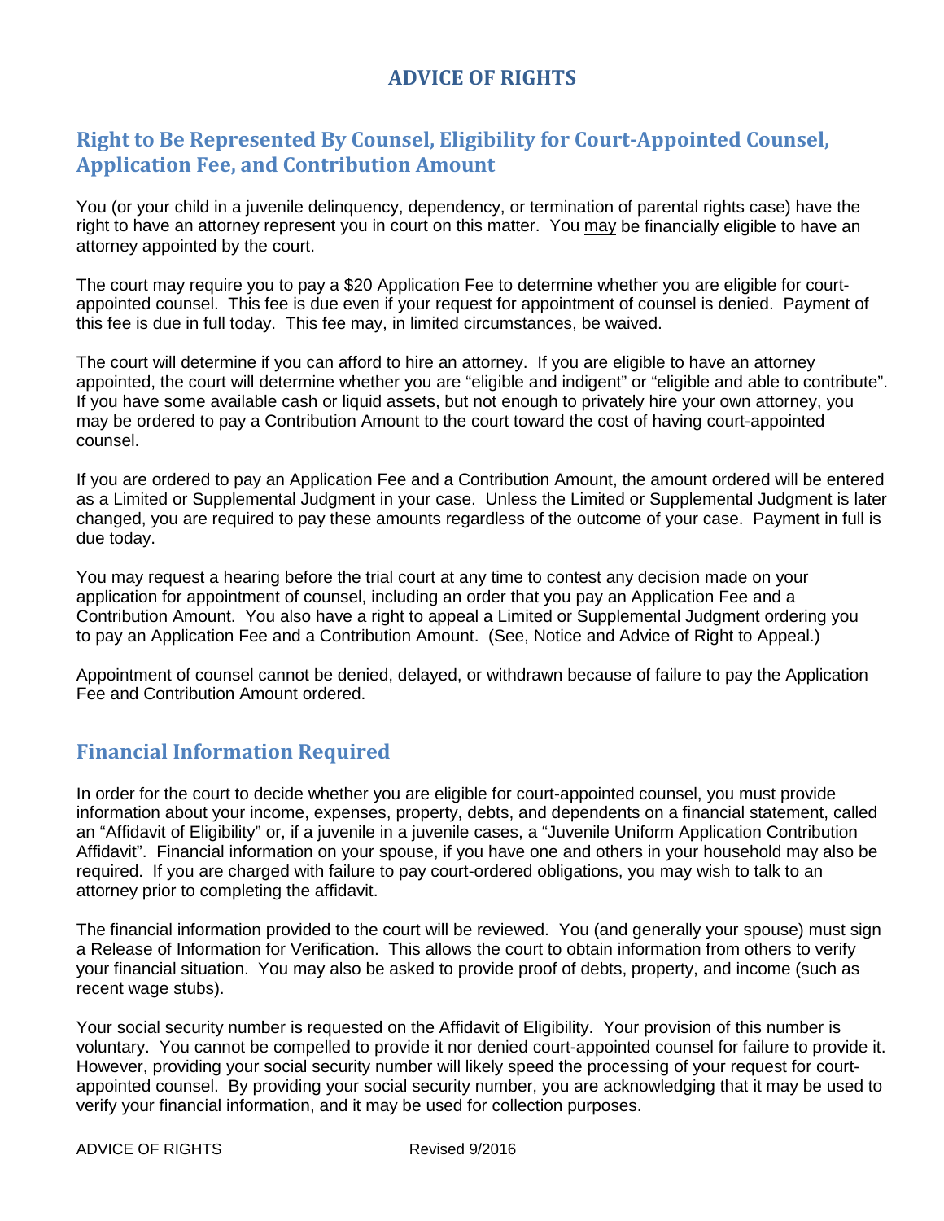# ADVICE OF RIGHTS

## Right to Be Represented By Counsel, Eligibility for Court-Appointed Counsel, Application Fee, and Contribution Amount

You (or your child in a juvenile delinquency, dependency, or termination of parental rights case) have the right to have an attorney represent you in court on this matter. You <u>may</u> be financially eligible to have an attorney appointed by the court.

The court may require you to pay a $20 Application Fee to determine whether you are eligible for court-appointed counsel. This fee is due even if your request for appointment of counsel is denied. Payment of this fee is due in full today. This fee may, in limited circumstances, be waived.

The court will determine if you can afford to hire an attorney. If you are eligible to have an attorney appointed, the court will determine whether you are "eligible and indigent" or "eligible and able to contribute". If you have some available cash or liquid assets, but not enough to privately hire your own attorney, you may be ordered to pay a Contribution Amount to the court toward the cost of having court-appointed counsel.

If you are ordered to pay an Application Fee and a Contribution Amount, the amount ordered will be entered as a Limited or Supplemental Judgment in your case. Unless the Limited or Supplemental Judgment is later changed, you are required to pay these amounts regardless of the outcome of your case. Payment in full is due today.

You may request a hearing before the trial court at any time to contest any decision made on your application for appointment of counsel, including an order that you pay an Application Fee and a Contribution Amount. You also have a right to appeal a Limited or Supplemental Judgment ordering you to pay an Application Fee and a Contribution Amount. (See, Notice and Advice of Right to Appeal.)

Appointment of counsel cannot be denied, delayed, or withdrawn because of failure to pay the Application Fee and Contribution Amount ordered.

## Financial Information Required

In order for the court to decide whether you are eligible for court-appointed counsel, you must provide information about your income, expenses, property, debts, and dependents on a financial statement, called an "Affidavit of Eligibility" or, if a juvenile in a juvenile cases, a "Juvenile Uniform Application Contribution Affidavit". Financial information on your spouse, if you have one and others in your household may also be required. If you are charged with failure to pay court-ordered obligations, you may wish to talk to an attorney prior to completing the affidavit.

The financial information provided to the court will be reviewed. You (and generally your spouse) must sign a Release of Information for Verification. This allows the court to obtain information from others to verify your financial situation. You may also be asked to provide proof of debts, property, and income (such as recent wage stubs).

Your social security number is requested on the Affidavit of Eligibility. Your provision of this number is voluntary. You cannot be compelled to provide it nor denied court-appointed counsel for failure to provide it. However, providing your social security number will likely speed the processing of your request for court-appointed counsel. By providing your social security number, you are acknowledging that it may be used to verify your financial information, and it may be used for collection purposes.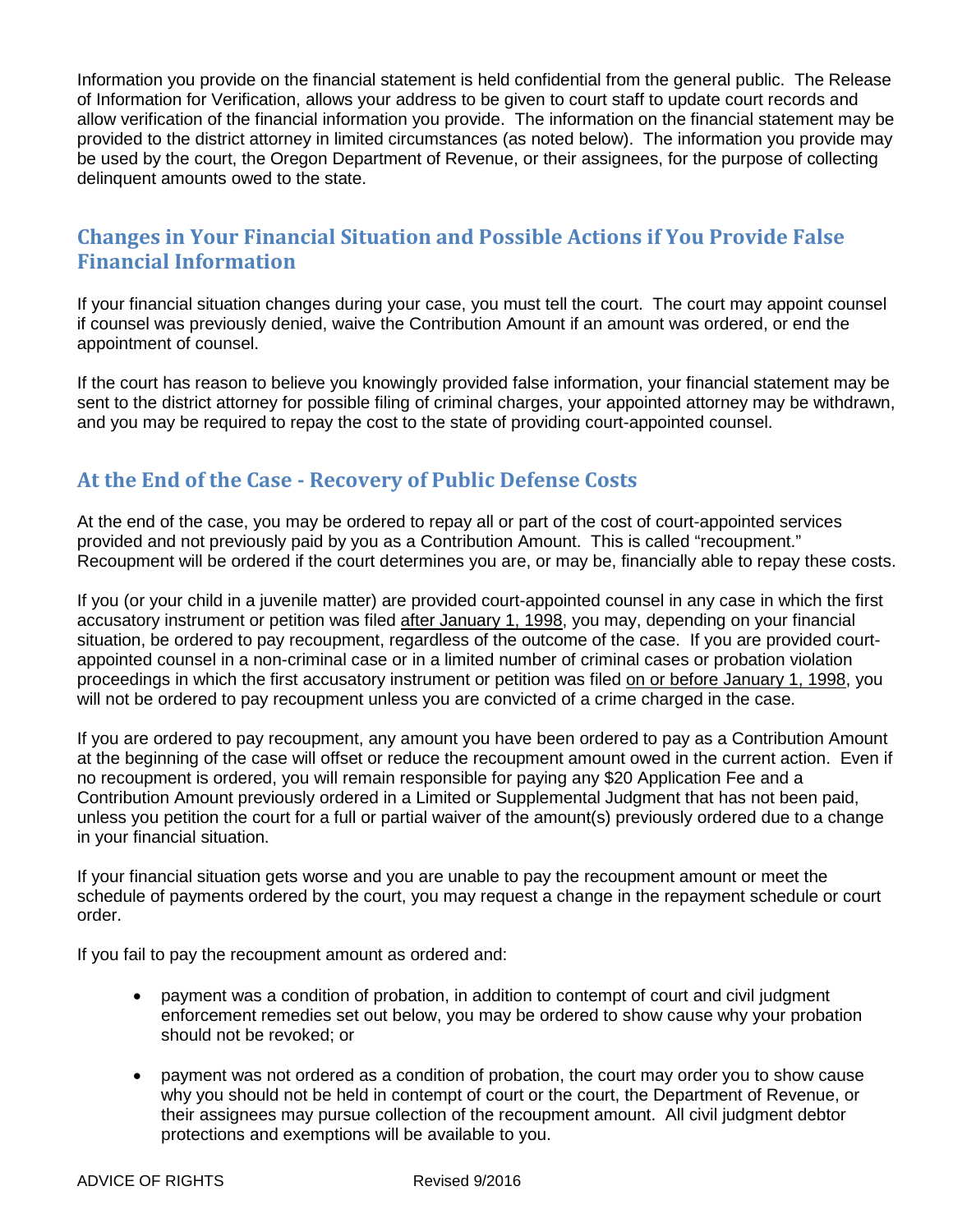Information you provide on the financial statement is held confidential from the general public. The Release of Information for Verification, allows your address to be given to court staff to update court records and allow verification of the financial information you provide. The information on the financial statement may be provided to the district attorney in limited circumstances (as noted below). The information you provide may be used by the court, the Oregon Department of Revenue, or their assignees, for the purpose of collecting delinquent amounts owed to the state.

## Changes in Your Financial Situation and Possible Actions if You Provide False Financial Information

If your financial situation changes during your case, you must tell the court. The court may appoint counsel if counsel was previously denied, waive the Contribution Amount if an amount was ordered, or end the appointment of counsel.

If the court has reason to believe you knowingly provided false information, your financial statement may be sent to the district attorney for possible filing of criminal charges, your appointed attorney may be withdrawn, and you may be required to repay the cost to the state of providing court-appointed counsel.

## At the End of the Case - Recovery of Public Defense Costs

At the end of the case, you may be ordered to repay all or part of the cost of court-appointed services provided and not previously paid by you as a Contribution Amount. This is called "recoupment." Recoupment will be ordered if the court determines you are, or may be, financially able to repay these costs.

If you (or your child in a juvenile matter) are provided court-appointed counsel in any case in which the first accusatory instrument or petition was filed <u>after January 1, 1998</u>, you may, depending on your financial situation, be ordered to pay recoupment, regardless of the outcome of the case. If you are provided court-appointed counsel in a non-criminal case or in a limited number of criminal cases or probation violation proceedings in which the first accusatory instrument or petition was filed <u>on or before January 1, 1998</u>, you will not be ordered to pay recoupment unless you are convicted of a crime charged in the case.

If you are ordered to pay recoupment, any amount you have been ordered to pay as a Contribution Amount at the beginning of the case will offset or reduce the recoupment amount owed in the current action. Even if no recoupment is ordered, you will remain responsible for paying any $20 Application Fee and a Contribution Amount previously ordered in a Limited or Supplemental Judgment that has not been paid, unless you petition the court for a full or partial waiver of the amount(s) previously ordered due to a change in your financial situation.

If your financial situation gets worse and you are unable to pay the recoupment amount or meet the schedule of payments ordered by the court, you may request a change in the repayment schedule or court order.

If you fail to pay the recoupment amount as ordered and:

- payment was a condition of probation, in addition to contempt of court and civil judgment enforcement remedies set out below, you may be ordered to show cause why your probation should not be revoked; or
- payment was not ordered as a condition of probation, the court may order you to show cause why you should not be held in contempt of court or the court, the Department of Revenue, or their assignees may pursue collection of the recoupment amount. All civil judgment debtor protections and exemptions will be available to you.